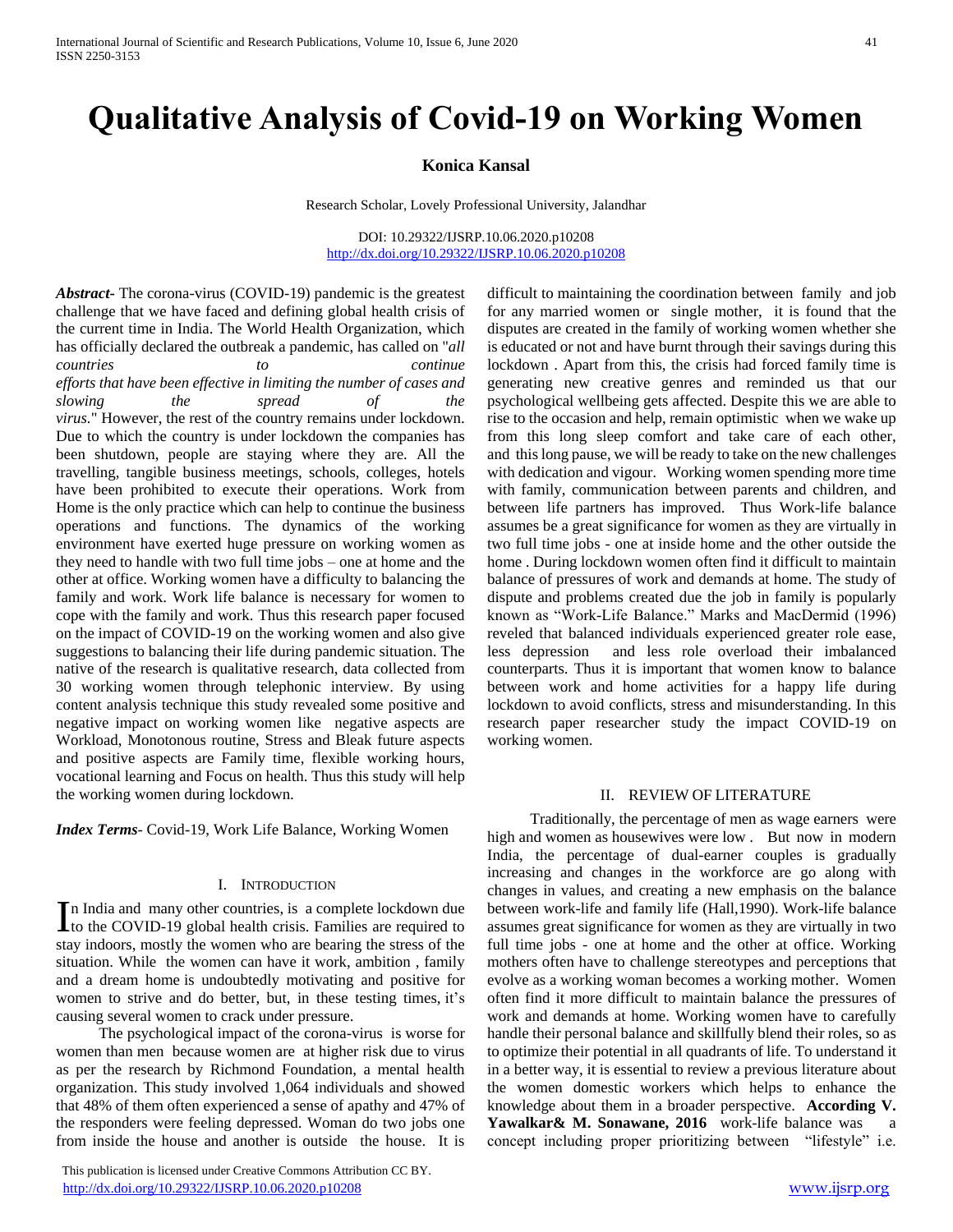# Qualitative Analysis of Covid-19 on Working Women

**Konica Kansal**

Research Scholar, Lovely Professional University, Jalandhar

DOI: 10.29322/IJSRP.10.06.2020.p10208
http://dx.doi.org/10.29322/IJSRP.10.06.2020.p10208

***Abstract***- The corona-virus (COVID-19) pandemic is the greatest challenge that we have faced and defining global health crisis of the current time in India. The World Health Organization, which has officially declared the outbreak a pandemic, has called on "*all countries to continue efforts that have been effective in limiting the number of cases and slowing the spread of the virus*." However, the rest of the country remains under lockdown. Due to which the country is under lockdown the companies has been shutdown, people are staying where they are. All the travelling, tangible business meetings, schools, colleges, hotels have been prohibited to execute their operations. Work from Home is the only practice which can help to continue the business operations and functions. The dynamics of the working environment have exerted huge pressure on working women as they need to handle with two full time jobs – one at home and the other at office. Working women have a difficulty to balancing the family and work. Work life balance is necessary for women to cope with the family and work. Thus this research paper focused on the impact of COVID-19 on the working women and also give suggestions to balancing their life during pandemic situation. The native of the research is qualitative research, data collected from 30 working women through telephonic interview. By using content analysis technique this study revealed some positive and negative impact on working women like negative aspects are Workload, Monotonous routine, Stress and Bleak future aspects and positive aspects are Family time, flexible working hours, vocational learning and Focus on health. Thus this study will help the working women during lockdown.

***Index Terms***- Covid-19, Work Life Balance, Working Women

## I. Introduction

In India and many other countries, is a complete lockdown due to the COVID-19 global health crisis. Families are required to stay indoors, mostly the women who are bearing the stress of the situation. While the women can have it work, ambition , family and a dream home is undoubtedly motivating and positive for women to strive and do better, but, in these testing times, it's causing several women to crack under pressure.

The psychological impact of the corona-virus is worse for women than men because women are at higher risk due to virus as per the research by Richmond Foundation, a mental health organization. This study involved 1,064 individuals and showed that 48% of them often experienced a sense of apathy and 47% of the responders were feeling depressed. Woman do two jobs one from inside the house and another is outside the house. It is difficult to maintaining the coordination between family and job for any married women or single mother, it is found that the disputes are created in the family of working women whether she is educated or not and have burnt through their savings during this lockdown . Apart from this, the crisis had forced family time is generating new creative genres and reminded us that our psychological wellbeing gets affected. Despite this we are able to rise to the occasion and help, remain optimistic when we wake up from this long sleep comfort and take care of each other, and this long pause, we will be ready to take on the new challenges with dedication and vigour. Working women spending more time with family, communication between parents and children, and between life partners has improved. Thus Work-life balance assumes be a great significance for women as they are virtually in two full time jobs - one at inside home and the other outside the home . During lockdown women often find it difficult to maintain balance of pressures of work and demands at home. The study of dispute and problems created due the job in family is popularly known as "Work-Life Balance." Marks and MacDermid (1996) reveled that balanced individuals experienced greater role ease, less depression and less role overload their imbalanced counterparts. Thus it is important that women know to balance between work and home activities for a happy life during lockdown to avoid conflicts, stress and misunderstanding. In this research paper researcher study the impact COVID-19 on working women.

## II. Review of Literature

Traditionally, the percentage of men as wage earners were high and women as housewives were low . But now in modern India, the percentage of dual-earner couples is gradually increasing and changes in the workforce are go along with changes in values, and creating a new emphasis on the balance between work-life and family life (Hall,1990). Work-life balance assumes great significance for women as they are virtually in two full time jobs - one at home and the other at office. Working mothers often have to challenge stereotypes and perceptions that evolve as a working woman becomes a working mother. Women often find it more difficult to maintain balance the pressures of work and demands at home. Working women have to carefully handle their personal balance and skillfully blend their roles, so as to optimize their potential in all quadrants of life. To understand it in a better way, it is essential to review a previous literature about the women domestic workers which helps to enhance the knowledge about them in a broader perspective. **According V. Yawalkar& M. Sonawane, 2016** work-life balance was a concept including proper prioritizing between "lifestyle" i.e.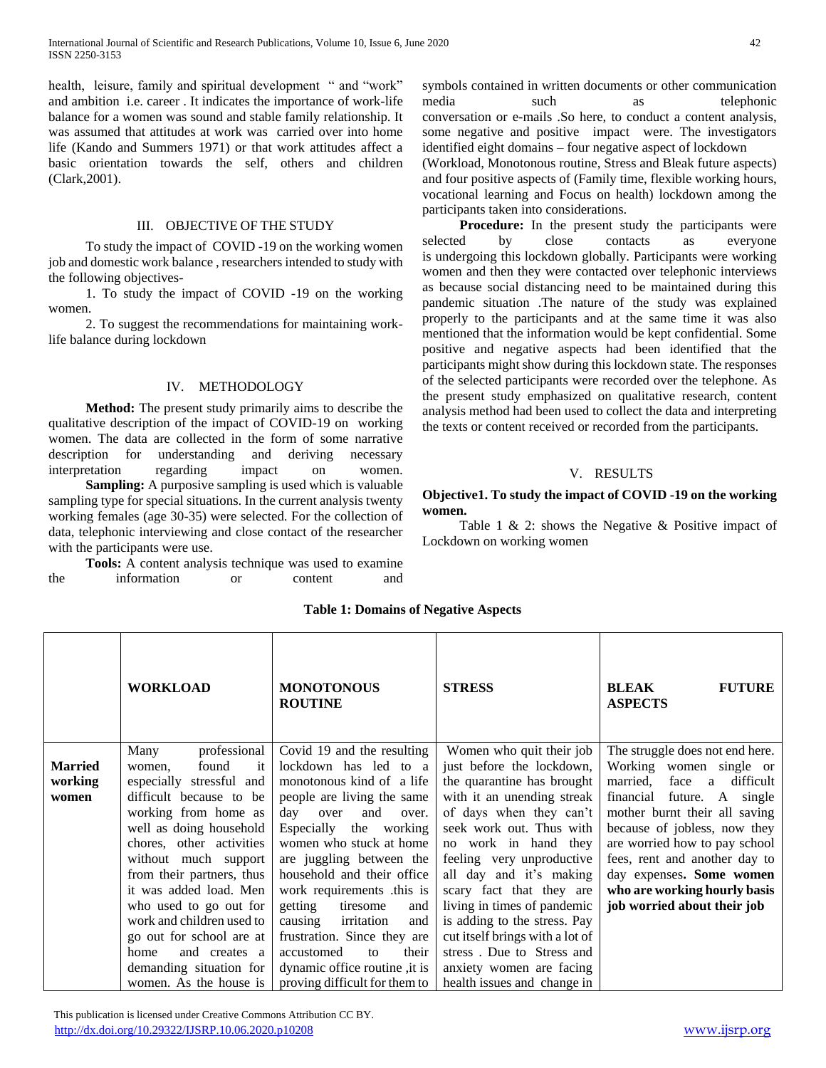health, leisure, family and spiritual development " and "work" and ambition i.e. career . It indicates the importance of work-life balance for a women was sound and stable family relationship. It was assumed that attitudes at work was carried over into home life (Kando and Summers 1971) or that work attitudes affect a basic orientation towards the self, others and children (Clark,2001).

## III. OBJECTIVE OF THE STUDY

To study the impact of COVID -19 on the working women job and domestic work balance , researchers intended to study with the following objectives-

1. To study the impact of COVID -19 on the working women.

2. To suggest the recommendations for maintaining work-life balance during lockdown

## IV. METHODOLOGY

**Method:** The present study primarily aims to describe the qualitative description of the impact of COVID-19 on working women. The data are collected in the form of some narrative description for understanding and deriving necessary interpretation regarding impact on women.

**Sampling:** A purposive sampling is used which is valuable sampling type for special situations. In the current analysis twenty working females (age 30-35) were selected. For the collection of data, telephonic interviewing and close contact of the researcher with the participants were use.

**Tools:** A content analysis technique was used to examine the information or content and symbols contained in written documents or other communication media such as telephonic conversation or e-mails .So here, to conduct a content analysis, some negative and positive impact were. The investigators identified eight domains – four negative aspect of lockdown (Workload, Monotonous routine, Stress and Bleak future aspects) and four positive aspects of (Family time, flexible working hours, vocational learning and Focus on health) lockdown among the participants taken into considerations.

**Procedure:** In the present study the participants were selected by close contacts as everyone is undergoing this lockdown globally. Participants were working women and then they were contacted over telephonic interviews as because social distancing need to be maintained during this pandemic situation .The nature of the study was explained properly to the participants and at the same time it was also mentioned that the information would be kept confidential. Some positive and negative aspects had been identified that the participants might show during this lockdown state. The responses of the selected participants were recorded over the telephone. As the present study emphasized on qualitative research, content analysis method had been used to collect the data and interpreting the texts or content received or recorded from the participants.

## V. RESULTS

**Objective1. To study the impact of COVID -19 on the working women.**

Table 1 & 2: shows the Negative & Positive impact of Lockdown on working women

**Table 1: Domains of Negative Aspects**

| | **WORKLOAD** | **MONOTONOUS ROUTINE** | **STRESS** | **BLEAK FUTURE ASPECTS** |
|---|---|---|---|---|
| **Married working women** | Many professional women, found it especially stressful and difficult because to be working from home as well as doing household chores, other activities without much support from their partners, thus it was added load. Men who used to go out for work and children used to go out for school are at home and creates a demanding situation for women. As the house is | Covid 19 and the resulting lockdown has led to a monotonous kind of a life people are living the same day over and over. Especially the working women who stuck at home are juggling between the household and their office work requirements .this is getting tiresome and causing irritation and frustration. Since they are accustomed to their dynamic office routine ,it is proving difficult for them to | Women who quit their job just before the lockdown, the quarantine has brought with it an unending streak of days when they can't seek work out. Thus with no work in hand they feeling very unproductive all day and it's making scary fact that they are living in times of pandemic is adding to the stress. Pay cut itself brings with a lot of stress . Due to Stress and anxiety women are facing health issues and change in | The struggle does not end here. Working women single or married, face a difficult financial future. A single mother burnt their all saving because of jobless, now they are worried how to pay school fees, rent and another day to day expenses. **Some women who are working hourly basis job worried about their job** |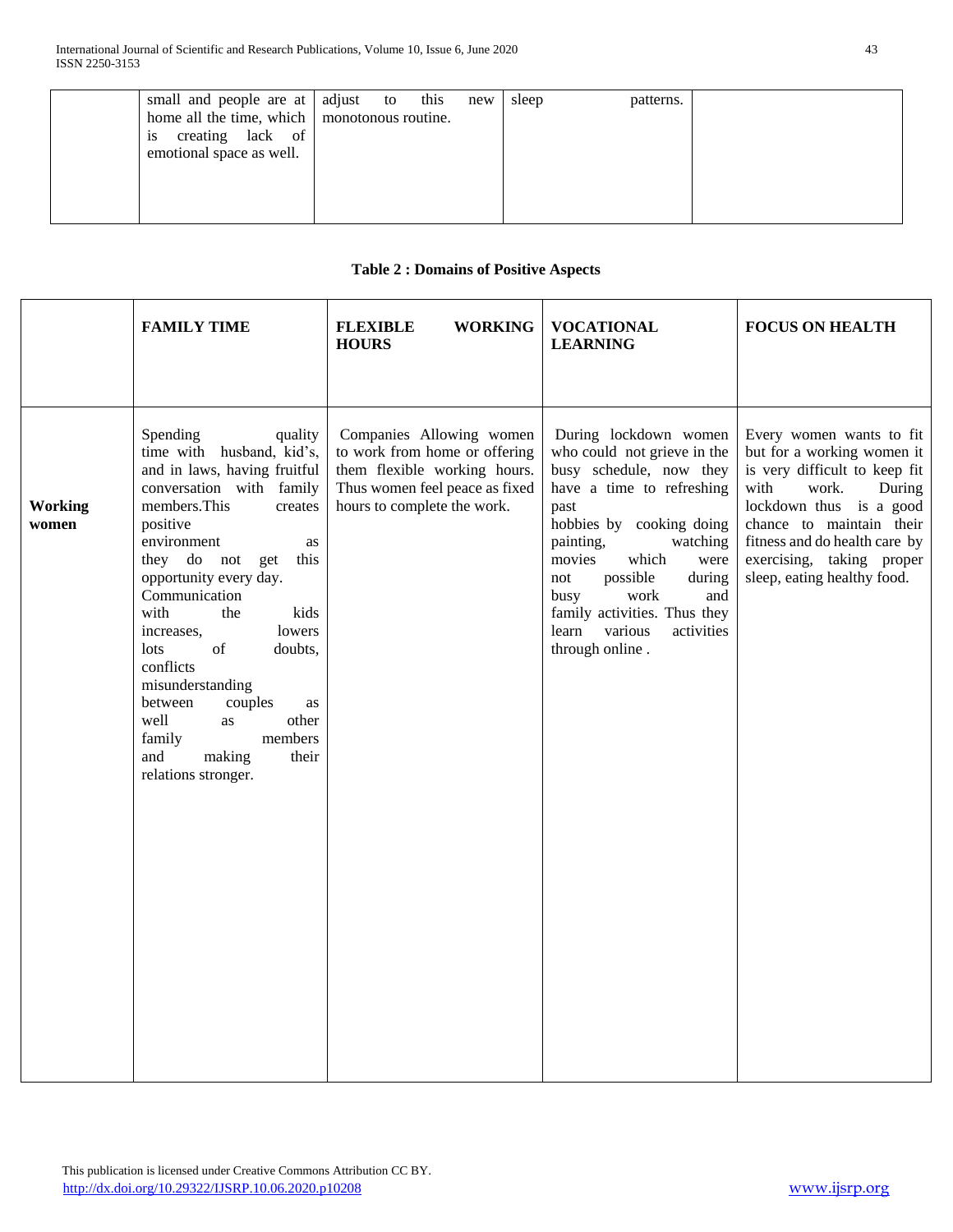| | small and people are at home all the time, which is creating lack of emotional space as well. | adjust to this new monotonous routine. | sleep patterns. | |
|---|---|---|---|---|

**Table 2 : Domains of Positive Aspects**

| | **FAMILY TIME** | **FLEXIBLE WORKING HOURS** | **VOCATIONAL LEARNING** | **FOCUS ON HEALTH** |
|---|---|---|---|---|
| **Working women** | Spending quality time with husband, kid's, and in laws, having fruitful conversation with family members.This creates positive environment as they do not get this opportunity every day. Communication with the kids increases, lowers lots of doubts, conflicts misunderstanding between couples as well as other family members and making their relations stronger. | Companies Allowing women to work from home or offering them flexible working hours. Thus women feel peace as fixed hours to complete the work. | During lockdown women who could not grieve in the busy schedule, now they have a time to refreshing past hobbies by cooking doing painting, watching movies which were not possible during busy work and family activities. Thus they learn various activities through online . | Every women wants to fit but for a working women it is very difficult to keep fit with work. During lockdown thus is a good chance to maintain their fitness and do health care by exercising, taking proper sleep, eating healthy food. |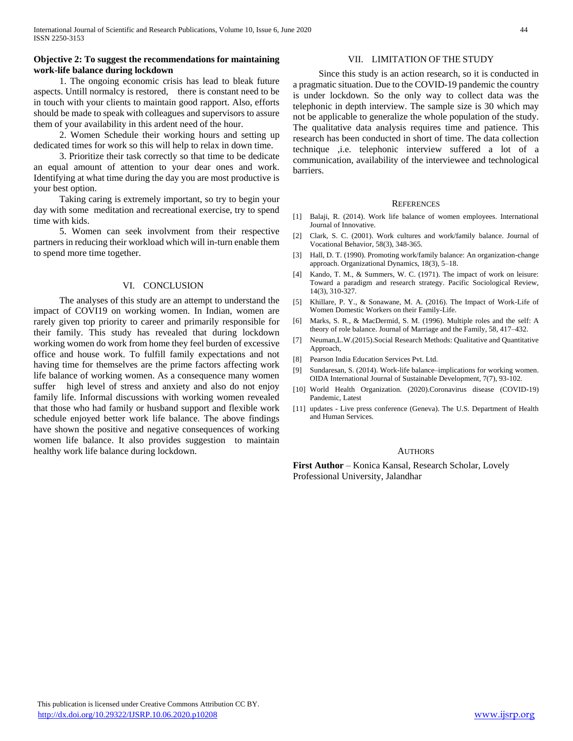**Objective 2: To suggest the recommendations for maintaining work-life balance during lockdown**

1. The ongoing economic crisis has lead to bleak future aspects. Untill normalcy is restored, there is constant need to be in touch with your clients to maintain good rapport. Also, efforts should be made to speak with colleagues and supervisors to assure them of your availability in this ardent need of the hour.

2. Women Schedule their working hours and setting up dedicated times for work so this will help to relax in down time.

3. Prioritize their task correctly so that time to be dedicate an equal amount of attention to your dear ones and work. Identifying at what time during the day you are most productive is your best option.

Taking caring is extremely important, so try to begin your day with some meditation and recreational exercise, try to spend time with kids.

5. Women can seek involvment from their respective partners in reducing their workload which will in-turn enable them to spend more time together.

## VI. CONCLUSION

The analyses of this study are an attempt to understand the impact of COVI19 on working women. In Indian, women are rarely given top priority to career and primarily responsible for their family. This study has revealed that during lockdown working women do work from home they feel burden of excessive office and house work. To fulfill family expectations and not having time for themselves are the prime factors affecting work life balance of working women. As a consequence many women suffer high level of stress and anxiety and also do not enjoy family life. Informal discussions with working women revealed that those who had family or husband support and flexible work schedule enjoyed better work life balance. The above findings have shown the positive and negative consequences of working women life balance. It also provides suggestion to maintain healthy work life balance during lockdown.

## VII. LIMITATION OF THE STUDY

Since this study is an action research, so it is conducted in a pragmatic situation. Due to the COVID-19 pandemic the country is under lockdown. So the only way to collect data was the telephonic in depth interview. The sample size is 30 which may not be applicable to generalize the whole population of the study. The qualitative data analysis requires time and patience. This research has been conducted in short of time. The data collection technique ,i.e. telephonic interview suffered a lot of a communication, availability of the interviewee and technological barriers.

## REFERENCES

[1] Balaji, R. (2014). Work life balance of women employees. International Journal of Innovative.

[2] Clark, S. C. (2001). Work cultures and work/family balance. Journal of Vocational Behavior, 58(3), 348-365.

[3] Hall, D. T. (1990). Promoting work/family balance: An organization-change approach. Organizational Dynamics, 18(3), 5–18.

[4] Kando, T. M., & Summers, W. C. (1971). The impact of work on leisure: Toward a paradigm and research strategy. Pacific Sociological Review, 14(3), 310-327.

[5] Khillare, P. Y., & Sonawane, M. A. (2016). The Impact of Work-Life of Women Domestic Workers on their Family-Life.

[6] Marks, S. R., & MacDermid, S. M. (1996). Multiple roles and the self: A theory of role balance. Journal of Marriage and the Family, 58, 417–432.

[7] Neuman,L.W.(2015).Social Research Methods: Qualitative and Quantitative Approach,

[8] Pearson India Education Services Pvt. Ltd.

[9] Sundaresan, S. (2014). Work-life balance–implications for working women. OIDA International Journal of Sustainable Development, 7(7), 93-102.

[10] World Health Organization. (2020).Coronavirus disease (COVID-19) Pandemic, Latest

[11] updates - Live press conference (Geneva). The U.S. Department of Health and Human Services.

## AUTHORS

**First Author** – Konica Kansal, Research Scholar, Lovely Professional University, Jalandhar